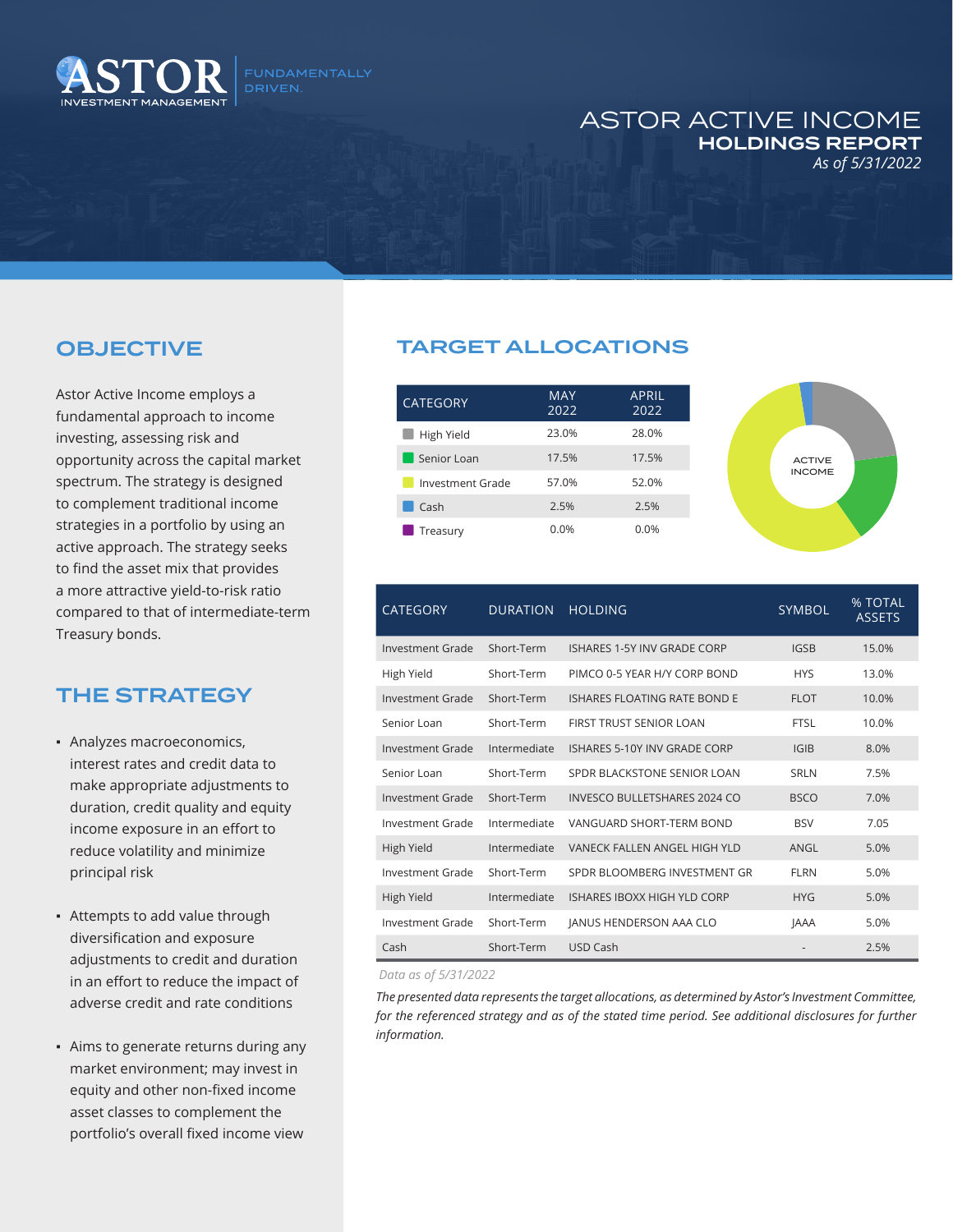ASTOR INVESTMENT MANAGEMENT | FUNDAMENTALLY DRIVEN.

# ASTOR ACTIVE INCOME
## HOLDINGS REPORT
*As of 5/31/2022*

## OBJECTIVE

Astor Active Income employs a fundamental approach to income investing, assessing risk and opportunity across the capital market spectrum. The strategy is designed to complement traditional income strategies in a portfolio by using an active approach. The strategy seeks to find the asset mix that provides a more attractive yield-to-risk ratio compared to that of intermediate-term Treasury bonds.

## THE STRATEGY

- Analyzes macroeconomics, interest rates and credit data to make appropriate adjustments to duration, credit quality and equity income exposure in an effort to reduce volatility and minimize principal risk
- Attempts to add value through diversification and exposure adjustments to credit and duration in an effort to reduce the impact of adverse credit and rate conditions
- Aims to generate returns during any market environment; may invest in equity and other non-fixed income asset classes to complement the portfolio's overall fixed income view

## TARGET ALLOCATIONS

| CATEGORY | MAY 2022 | APRIL 2022 |
|---|---|---|
| High Yield | 23.0% | 28.0% |
| Senior Loan | 17.5% | 17.5% |
| Investment Grade | 57.0% | 52.0% |
| Cash | 2.5% | 2.5% |
| Treasury | 0.0% | 0.0% |

ACTIVE INCOME

| CATEGORY | DURATION | HOLDING | SYMBOL | % TOTAL ASSETS |
|---|---|---|---|---|
| Investment Grade | Short-Term | ISHARES 1-5Y INV GRADE CORP | IGSB | 15.0% |
| High Yield | Short-Term | PIMCO 0-5 YEAR H/Y CORP BOND | HYS | 13.0% |
| Investment Grade | Short-Term | ISHARES FLOATING RATE BOND E | FLOT | 10.0% |
| Senior Loan | Short-Term | FIRST TRUST SENIOR LOAN | FTSL | 10.0% |
| Investment Grade | Intermediate | ISHARES 5-10Y INV GRADE CORP | IGIB | 8.0% |
| Senior Loan | Short-Term | SPDR BLACKSTONE SENIOR LOAN | SRLN | 7.5% |
| Investment Grade | Short-Term | INVESCO BULLETSHARES 2024 CO | BSCO | 7.0% |
| Investment Grade | Intermediate | VANGUARD SHORT-TERM BOND | BSV | 7.05 |
| High Yield | Intermediate | VANECK FALLEN ANGEL HIGH YLD | ANGL | 5.0% |
| Investment Grade | Short-Term | SPDR BLOOMBERG INVESTMENT GR | FLRN | 5.0% |
| High Yield | Intermediate | ISHARES IBOXX HIGH YLD CORP | HYG | 5.0% |
| Investment Grade | Short-Term | JANUS HENDERSON AAA CLO | JAAA | 5.0% |
| Cash | Short-Term | USD Cash | - | 2.5% |

*Data as of 5/31/2022*

*The presented data represents the target allocations, as determined by Astor's Investment Committee, for the referenced strategy and as of the stated time period. See additional disclosures for further information.*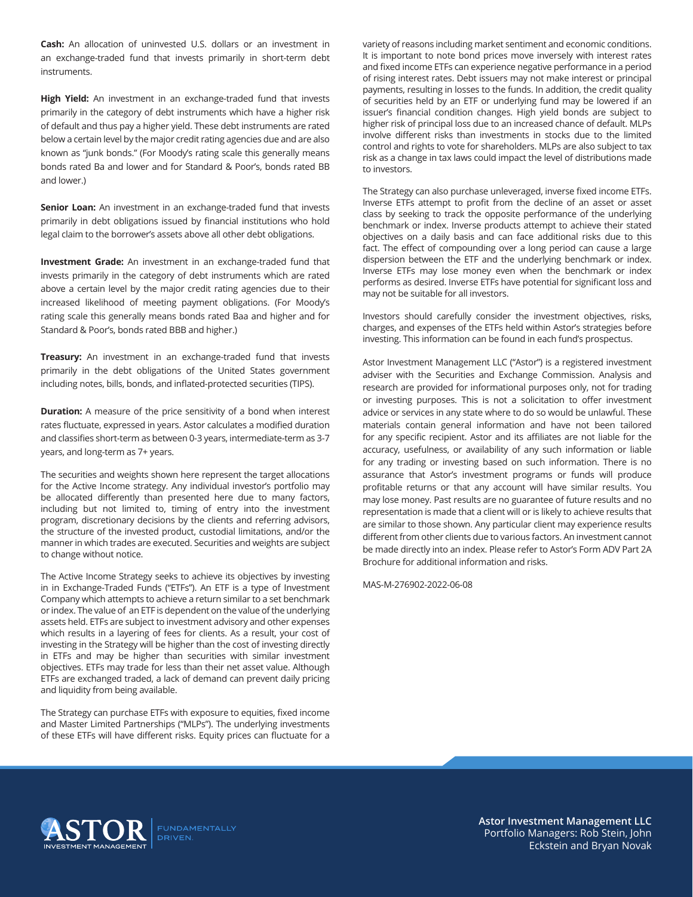**Cash:** An allocation of uninvested U.S. dollars or an investment in an exchange-traded fund that invests primarily in short-term debt instruments.

**High Yield:** An investment in an exchange-traded fund that invests primarily in the category of debt instruments which have a higher risk of default and thus pay a higher yield. These debt instruments are rated below a certain level by the major credit rating agencies due and are also known as "junk bonds." (For Moody's rating scale this generally means bonds rated Ba and lower and for Standard & Poor's, bonds rated BB and lower.)

**Senior Loan:** An investment in an exchange-traded fund that invests primarily in debt obligations issued by financial institutions who hold legal claim to the borrower's assets above all other debt obligations.

**Investment Grade:** An investment in an exchange-traded fund that invests primarily in the category of debt instruments which are rated above a certain level by the major credit rating agencies due to their increased likelihood of meeting payment obligations. (For Moody's rating scale this generally means bonds rated Baa and higher and for Standard & Poor's, bonds rated BBB and higher.)

**Treasury:** An investment in an exchange-traded fund that invests primarily in the debt obligations of the United States government including notes, bills, bonds, and inflated-protected securities (TIPS).

**Duration:** A measure of the price sensitivity of a bond when interest rates fluctuate, expressed in years. Astor calculates a modified duration and classifies short-term as between 0-3 years, intermediate-term as 3-7 years, and long-term as 7+ years.

The securities and weights shown here represent the target allocations for the Active Income strategy. Any individual investor's portfolio may be allocated differently than presented here due to many factors, including but not limited to, timing of entry into the investment program, discretionary decisions by the clients and referring advisors, the structure of the invested product, custodial limitations, and/or the manner in which trades are executed. Securities and weights are subject to change without notice.

The Active Income Strategy seeks to achieve its objectives by investing in in Exchange-Traded Funds ("ETFs"). An ETF is a type of Investment Company which attempts to achieve a return similar to a set benchmark or index. The value of an ETF is dependent on the value of the underlying assets held. ETFs are subject to investment advisory and other expenses which results in a layering of fees for clients. As a result, your cost of investing in the Strategy will be higher than the cost of investing directly in ETFs and may be higher than securities with similar investment objectives. ETFs may trade for less than their net asset value. Although ETFs are exchanged traded, a lack of demand can prevent daily pricing and liquidity from being available.

The Strategy can purchase ETFs with exposure to equities, fixed income and Master Limited Partnerships ("MLPs"). The underlying investments of these ETFs will have different risks. Equity prices can fluctuate for a variety of reasons including market sentiment and economic conditions. It is important to note bond prices move inversely with interest rates and fixed income ETFs can experience negative performance in a period of rising interest rates. Debt issuers may not make interest or principal payments, resulting in losses to the funds. In addition, the credit quality of securities held by an ETF or underlying fund may be lowered if an issuer's financial condition changes. High yield bonds are subject to higher risk of principal loss due to an increased chance of default. MLPs involve different risks than investments in stocks due to the limited control and rights to vote for shareholders. MLPs are also subject to tax risk as a change in tax laws could impact the level of distributions made to investors.

The Strategy can also purchase unleveraged, inverse fixed income ETFs. Inverse ETFs attempt to profit from the decline of an asset or asset class by seeking to track the opposite performance of the underlying benchmark or index. Inverse products attempt to achieve their stated objectives on a daily basis and can face additional risks due to this fact. The effect of compounding over a long period can cause a large dispersion between the ETF and the underlying benchmark or index. Inverse ETFs may lose money even when the benchmark or index performs as desired. Inverse ETFs have potential for significant loss and may not be suitable for all investors.

Investors should carefully consider the investment objectives, risks, charges, and expenses of the ETFs held within Astor's strategies before investing. This information can be found in each fund's prospectus.

Astor Investment Management LLC ("Astor") is a registered investment adviser with the Securities and Exchange Commission. Analysis and research are provided for informational purposes only, not for trading or investing purposes. This is not a solicitation to offer investment advice or services in any state where to do so would be unlawful. These materials contain general information and have not been tailored for any specific recipient. Astor and its affiliates are not liable for the accuracy, usefulness, or availability of any such information or liable for any trading or investing based on such information. There is no assurance that Astor's investment programs or funds will produce profitable returns or that any account will have similar results. You may lose money. Past results are no guarantee of future results and no representation is made that a client will or is likely to achieve results that are similar to those shown. Any particular client may experience results different from other clients due to various factors. An investment cannot be made directly into an index. Please refer to Astor's Form ADV Part 2A Brochure for additional information and risks.

MAS-M-276902-2022-06-08

ASTOR INVESTMENT MANAGEMENT | FUNDAMENTALLY DRIVEN.

**Astor Investment Management LLC**
Portfolio Managers: Rob Stein, John Eckstein and Bryan Novak